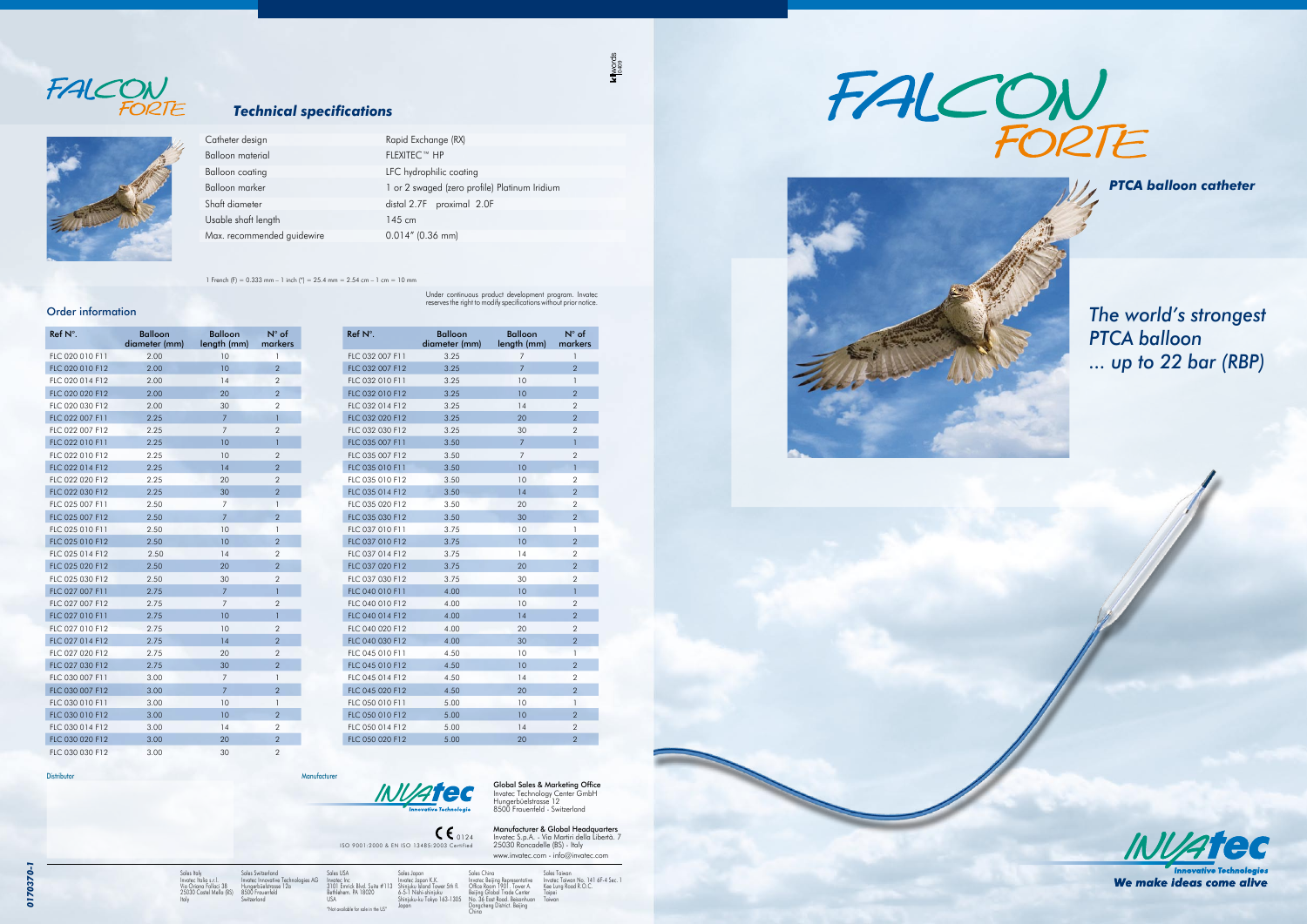# FALCON FORTE

## Technical specifications

| | |
|---|---|
| Catheter design | Rapid Exchange (RX) |
| Balloon material | FLEXITEC™ HP |
| Balloon coating | LFC hydrophilic coating |
| Balloon marker | 1 or 2 swaged (zero profile) Platinum Iridium |
| Shaft diameter | distal 2.7F proximal 2.0F |
| Usable shaft length | 145 cm |
| Max. recommended guidewire | 0.014" (0.36 mm) |

1 French (F) = 0.333 mm – 1 inch (") = 25.4 mm = 2.54 cm – 1 cm = 10 mm

Under continuous product development program. Invatec reserves the right to modify specifications without prior notice.

## Order information

| Ref N°. | Balloon diameter (mm) | Balloon length (mm) | N° of markers |
|---|---|---|---|
| FLC 020 010 F11 | 2.00 | 10 | 1 |
| FLC 020 010 F12 | 2.00 | 10 | 2 |
| FLC 020 014 F12 | 2.00 | 14 | 2 |
| FLC 020 020 F12 | 2.00 | 20 | 2 |
| FLC 020 030 F12 | 2.00 | 30 | 2 |
| FLC 022 007 F11 | 2.25 | 7 | 1 |
| FLC 022 007 F12 | 2.25 | 7 | 2 |
| FLC 022 010 F11 | 2.25 | 10 | 1 |
| FLC 022 010 F12 | 2.25 | 10 | 2 |
| FLC 022 014 F12 | 2.25 | 14 | 2 |
| FLC 022 020 F12 | 2.25 | 20 | 2 |
| FLC 022 030 F12 | 2.25 | 30 | 2 |
| FLC 025 007 F11 | 2.50 | 7 | 1 |
| FLC 025 007 F12 | 2.50 | 7 | 2 |
| FLC 025 010 F11 | 2.50 | 10 | 1 |
| FLC 025 010 F12 | 2.50 | 10 | 2 |
| FLC 025 014 F12 | 2.50 | 14 | 2 |
| FLC 025 020 F12 | 2.50 | 20 | 2 |
| FLC 025 030 F12 | 2.50 | 30 | 2 |
| FLC 027 007 F11 | 2.75 | 7 | 1 |
| FLC 027 007 F12 | 2.75 | 7 | 2 |
| FLC 027 010 F11 | 2.75 | 10 | 1 |
| FLC 027 010 F12 | 2.75 | 10 | 2 |
| FLC 027 014 F12 | 2.75 | 14 | 2 |
| FLC 027 020 F12 | 2.75 | 20 | 2 |
| FLC 027 030 F12 | 2.75 | 30 | 2 |
| FLC 030 007 F11 | 3.00 | 7 | 1 |
| FLC 030 007 F12 | 3.00 | 7 | 2 |
| FLC 030 010 F11 | 3.00 | 10 | 1 |
| FLC 030 010 F12 | 3.00 | 10 | 2 |
| FLC 030 014 F12 | 3.00 | 14 | 2 |
| FLC 030 020 F12 | 3.00 | 20 | 2 |
| FLC 030 030 F12 | 3.00 | 30 | 2 |
| FLC 032 007 F11 | 3.25 | 7 | 1 |
| FLC 032 007 F12 | 3.25 | 7 | 2 |
| FLC 032 010 F11 | 3.25 | 10 | 1 |
| FLC 032 010 F12 | 3.25 | 10 | 2 |
| FLC 032 014 F12 | 3.25 | 14 | 2 |
| FLC 032 020 F12 | 3.25 | 20 | 2 |
| FLC 032 030 F12 | 3.25 | 30 | 2 |
| FLC 035 007 F11 | 3.50 | 7 | 1 |
| FLC 035 007 F12 | 3.50 | 7 | 2 |
| FLC 035 010 F11 | 3.50 | 10 | 1 |
| FLC 035 010 F12 | 3.50 | 10 | 2 |
| FLC 035 014 F12 | 3.50 | 14 | 2 |
| FLC 035 020 F12 | 3.50 | 20 | 2 |
| FLC 035 030 F12 | 3.50 | 30 | 2 |
| FLC 037 010 F11 | 3.75 | 10 | 1 |
| FLC 037 010 F12 | 3.75 | 10 | 2 |
| FLC 037 014 F12 | 3.75 | 14 | 2 |
| FLC 037 020 F12 | 3.75 | 20 | 2 |
| FLC 037 030 F12 | 3.75 | 30 | 2 |
| FLC 040 010 F11 | 4.00 | 10 | 1 |
| FLC 040 010 F12 | 4.00 | 10 | 2 |
| FLC 040 014 F12 | 4.00 | 14 | 2 |
| FLC 040 020 F12 | 4.00 | 20 | 2 |
| FLC 040 030 F12 | 4.00 | 30 | 2 |
| FLC 045 010 F11 | 4.50 | 10 | 1 |
| FLC 045 010 F12 | 4.50 | 10 | 2 |
| FLC 045 014 F12 | 4.50 | 14 | 2 |
| FLC 045 020 F12 | 4.50 | 20 | 2 |
| FLC 050 010 F11 | 5.00 | 10 | 1 |
| FLC 050 010 F12 | 5.00 | 10 | 2 |
| FLC 050 014 F12 | 5.00 | 14 | 2 |
| FLC 050 020 F12 | 5.00 | 20 | 2 |

Distributor

Manufacturer

INVATEC Innovative Technologies

CE 0124
ISO 9001:2000 & EN ISO 13485:2003 Certified

**Global Sales & Marketing Office**
Invatec Technology Center GmbH
Hungerbüelstrasse 12
8500 Frauenfeld - Switzerland

**Manufacturer & Global Headquarters**
Invatec S.p.A. - Via Martiri della Libertà, 7
25030 Roncadelle (BS) - Italy
www.invatec.com - info@invatec.com

Sales Italy
Invatec Italia s.r.l.
Via Oriana Fallaci 38
25030 Castel Mella (BS)
Italy

Sales Switzerland
Invatec Innovative Technologies AG
Hungerbüelstrasse 12a
8500 Frauenfeld
Switzerland

Sales USA
Invatec Inc
3101 Emrick Blvd. Suite #113
Bethlehem, PA 18020
USA
*Not available for sale in the US*

Sales Japan
Invatec Japan K.K.
Shinjuku Island Tower 5th fl.
6-5-1 Nishi-shinjuku
Shinjuku-ku Tokyo 163-1305
Japan

Sales China
Invatec Beijing Representative Office Room 1901, Tower A,
Beijing Global Trade Center
No. 36 East Road, Beisanhuan
Dongcheng District, Beijing
China

Sales Taiwan
Invatec Taiwan No. 141 6F-4 Sec. 1
Kee Lung Road R.O.C.
Taipei
Taiwan

0170370-1

# FALCON FORTE

***PTCA balloon catheter***

*The world's strongest PTCA balloon ... up to 22 bar (RBP)*

INVATEC Innovative Technologies
***We make ideas come alive***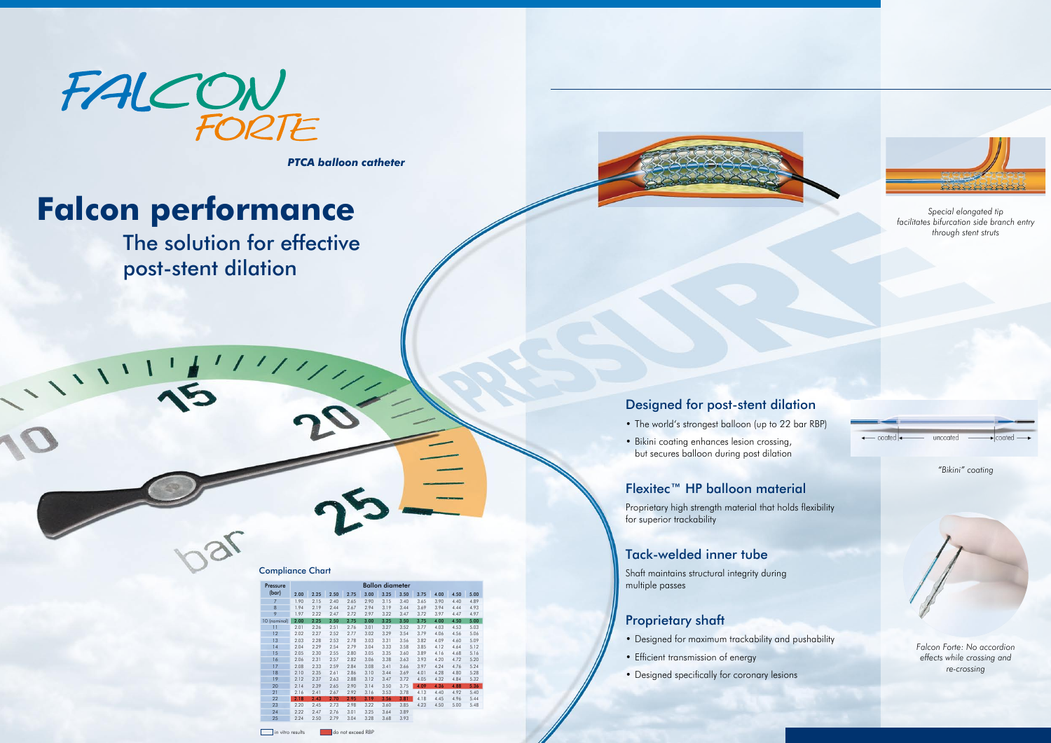FALCON FORTE

***PTCA balloon catheter***

# Falcon performance

## The solution for effective post-stent dilation

*Special elongated tip facilitates bifurcation side branch entry through stent struts*

### Designed for post-stent dilation

- The world's strongest balloon (up to 22 bar RBP)
- Bikini coating enhances lesion crossing, but secures balloon during post dilation

coated | uncoated | coated

*"Bikini" coating*

### Flexitec™ HP balloon material

Proprietary high strength material that holds flexibility for superior trackability

### Tack-welded inner tube

Shaft maintains structural integrity during multiple passes

### Proprietary shaft

- Designed for maximum trackability and pushability
- Efficient transmission of energy
- Designed specifically for coronary lesions

*Falcon Forte: No accordion effects while crossing and re-crossing*

#### Compliance Chart

| Pressure (bar) | Ballon diameter | | | | | | | | | | | |
|---|---|---|---|---|---|---|---|---|---|---|---|---|
| | 2.00 | 2.25 | 2.50 | 2.75 | 3.00 | 3.25 | 3.50 | 3.75 | 4.00 | 4.50 | 5.00 |
| 7 | 1.90 | 2.15 | 2.40 | 2.65 | 2.90 | 3.15 | 3.40 | 3.65 | 3.90 | 4.40 | 4.89 |
| 8 | 1.94 | 2.19 | 2.44 | 2.67 | 2.94 | 3.19 | 3.44 | 3.69 | 3.94 | 4.44 | 4.93 |
| 9 | 1.97 | 2.22 | 2.47 | 2.72 | 2.97 | 3.22 | 3.47 | 3.72 | 3.97 | 4.47 | 4.97 |
| 10 (nominal) | 2.00 | 2.25 | 2.50 | 2.75 | 3.00 | 3.25 | 3.50 | 3.75 | 4.00 | 4.50 | 5.00 |
| 11 | 2.01 | 2.26 | 2.51 | 2.76 | 3.01 | 3.27 | 3.52 | 3.77 | 4.03 | 4.53 | 5.03 |
| 12 | 2.02 | 2.27 | 2.52 | 2.77 | 3.02 | 3.29 | 3.54 | 3.79 | 4.06 | 4.56 | 5.06 |
| 13 | 2.03 | 2.28 | 2.53 | 2.78 | 3.03 | 3.31 | 3.56 | 3.82 | 4.09 | 4.60 | 5.09 |
| 14 | 2.04 | 2.29 | 2.54 | 2.79 | 3.04 | 3.33 | 3.58 | 3.85 | 4.12 | 4.64 | 5.12 |
| 15 | 2.05 | 2.30 | 2.55 | 2.80 | 3.05 | 3.35 | 3.60 | 3.89 | 4.16 | 4.68 | 5.16 |
| 16 | 2.06 | 2.31 | 2.57 | 2.82 | 3.06 | 3.38 | 3.63 | 3.93 | 4.20 | 4.72 | 5.20 |
| 17 | 2.08 | 2.33 | 2.59 | 2.84 | 3.08 | 3.41 | 3.66 | 3.97 | 4.24 | 4.76 | 5.24 |
| 18 | 2.10 | 2.35 | 2.61 | 2.86 | 3.10 | 3.44 | 3.69 | 4.01 | 4.28 | 4.80 | 5.28 |
| 19 | 2.12 | 2.37 | 2.63 | 2.88 | 3.12 | 3.47 | 3.72 | 4.05 | 4.32 | 4.84 | 5.32 |
| 20 | 2.14 | 2.39 | 2.65 | 2.90 | 3.14 | 3.50 | 3.75 | 4.09 | 4.36 | 4.88 | 5.36 |
| 21 | 2.16 | 2.41 | 2.67 | 2.92 | 3.16 | 3.53 | 3.78 | 4.13 | 4.40 | 4.92 | 5.40 |
| 22 | 2.18 | 2.43 | 2.70 | 2.95 | 3.19 | 3.56 | 3.81 | 4.18 | 4.45 | 4.96 | 5.44 |
| 23 | 2.20 | 2.45 | 2.73 | 2.98 | 3.22 | 3.60 | 3.85 | 4.23 | 4.50 | 5.00 | 5.48 |
| 24 | 2.22 | 2.47 | 2.76 | 3.01 | 3.25 | 3.64 | 3.89 | | | | |
| 25 | 2.24 | 2.50 | 2.79 | 3.04 | 3.28 | 3.68 | 3.93 | | | | |

in vitro results | do not exceed RBP